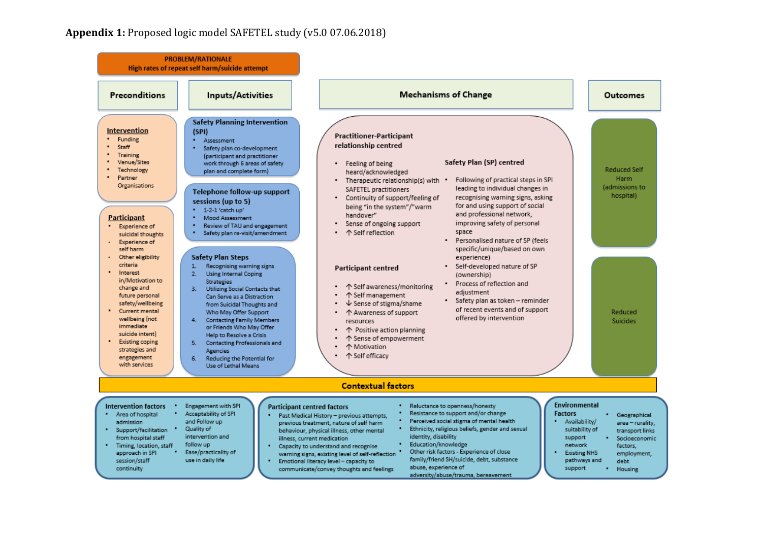**Appendix 1:** Proposed logic model SAFETEL study (v5.0 07.06.2018)

**PROBLEM/RATIONALE**
**High rates of repeat self harm/suicide attempt**

## Preconditions

**Intervention**

- Funding
- Staff
- Training
- Venue/Sites
- Technology
- Partner Organisations

**Participant**

- Experience of suicidal thoughts
- Experience of self harm
- Other eligibility criteria
- Interest in/Motivation to change and future personal safety/wellbeing
- Current mental wellbeing (not immediate suicide intent)
- Existing coping strategies and engagement with services

## Inputs/Activities

**Safety Planning Intervention (SPI)**

- Assessment
- Safety plan co-development (participant and practitioner work through 6 areas of safety plan and complete form)

**Telephone follow-up support sessions (up to 5)**

- 1-2-1 'catch up'
- Mood Assessment
- Review of TAU and engagement
- Safety plan re-visit/amendment

**Safety Plan Steps**

1. Recognising warning signs
2. Using Internal Coping Strategies
3. Utilizing Social Contacts that Can Serve as a Distraction from Suicidal Thoughts and Who May Offer Support
4. Contacting Family Members or Friends Who May Offer Help to Resolve a Crisis
5. Contacting Professionals and Agencies
6. Reducing the Potential for Use of Lethal Means

## Mechanisms of Change

**Practitioner-Participant relationship centred**

- Feeling of being heard/acknowledged
- Therapeutic relationship(s) with SAFETEL practitioners
- Continuity of support/feeling of being "in the system"/"warm handover"
- Sense of ongoing support
- ↑ Self reflection

**Participant centred**

- ↑ Self awareness/monitoring
- ↑ Self management
- ↓ Sense of stigma/shame
- ↑ Awareness of support resources
- ↑ Positive action planning
- ↑ Sense of empowerment
- ↑ Motivation
- ↑ Self efficacy

**Safety Plan (SP) centred**

- Following of practical steps in SPI leading to individual changes in recognising warning signs, asking for and using support of social and professional network, improving safety of personal space
- Personalised nature of SP (feels specific/unique/based on own experience)
- Self-developed nature of SP (ownership)
- Process of reflection and adjustment
- Safety plan as token – reminder of recent events and of support offered by intervention

## Outcomes

- Reduced Self Harm (admissions to hospital)
- Reduced Suicides

## Contextual factors

**Intervention factors**

- Area of hospital admission
- Support/facilitation from hospital staff
- Timing, location, staff approach in SPI session/staff continuity
- Engagement with SPI
- Acceptability of SPI and Follow up
- Quality of intervention and follow up
- Ease/practicality of use in daily life

**Participant centred factors**

- Past Medical History – previous attempts, previous treatment, nature of self harm behaviour, physical illness, other mental illness, current medication
- Capacity to understand and recognise warning signs, existing level of self-reflection
- Emotional literacy level – capacity to communicate/convey thoughts and feelings
- Reluctance to openness/honesty
- Resistance to support and/or change
- Perceived social stigma of mental health
- Ethnicity, religious beliefs, gender and sexual identity, disability
- Education/knowledge
- Other risk factors - Experience of close family/friend SH/suicide, debt, substance abuse, experience of adversity/abuse/trauma, bereavement

**Environmental Factors**

- Availability/suitability of support network
- Existing NHS pathways and support
- Geographical area – rurality, transport links
- Socioeconomic factors, employment, debt
- Housing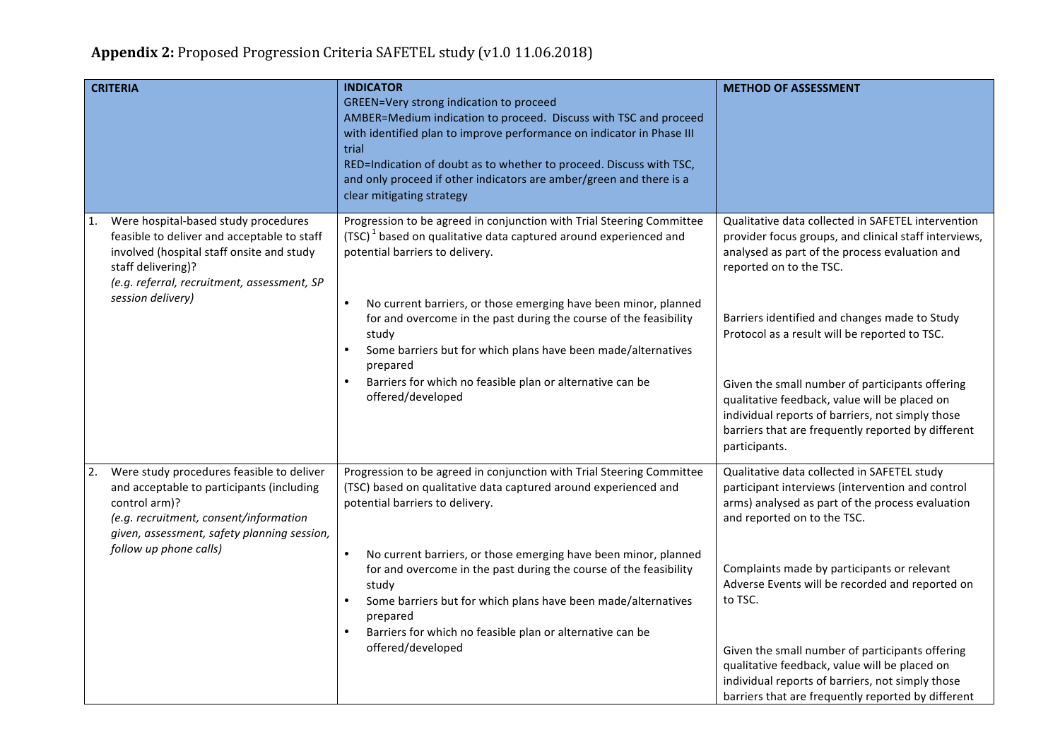**Appendix 2:** Proposed Progression Criteria SAFETEL study (v1.0 11.06.2018)

| CRITERIA | INDICATOR<br>GREEN=Very strong indication to proceed<br>AMBER=Medium indication to proceed. Discuss with TSC and proceed with identified plan to improve performance on indicator in Phase III trial<br>RED=Indication of doubt as to whether to proceed. Discuss with TSC, and only proceed if other indicators are amber/green and there is a clear mitigating strategy | METHOD OF ASSESSMENT |
|---|---|---|
| 1. Were hospital-based study procedures feasible to deliver and acceptable to staff involved (hospital staff onsite and study staff delivering)?<br>*(e.g. referral, recruitment, assessment, SP session delivery)* | Progression to be agreed in conjunction with Trial Steering Committee (TSC) [1] based on qualitative data captured around experienced and potential barriers to delivery.<br><br>• No current barriers, or those emerging have been minor, planned for and overcome in the past during the course of the feasibility study<br>• Some barriers but for which plans have been made/alternatives prepared<br>• Barriers for which no feasible plan or alternative can be offered/developed | Qualitative data collected in SAFETEL intervention provider focus groups, and clinical staff interviews, analysed as part of the process evaluation and reported on to the TSC.<br><br>Barriers identified and changes made to Study Protocol as a result will be reported to TSC.<br><br>Given the small number of participants offering qualitative feedback, value will be placed on individual reports of barriers, not simply those barriers that are frequently reported by different participants. |
| 2. Were study procedures feasible to deliver and acceptable to participants (including control arm)?<br>*(e.g. recruitment, consent/information given, assessment, safety planning session, follow up phone calls)* | Progression to be agreed in conjunction with Trial Steering Committee (TSC) based on qualitative data captured around experienced and potential barriers to delivery.<br><br>• No current barriers, or those emerging have been minor, planned for and overcome in the past during the course of the feasibility study<br>• Some barriers but for which plans have been made/alternatives prepared<br>• Barriers for which no feasible plan or alternative can be offered/developed | Qualitative data collected in SAFETEL study participant interviews (intervention and control arms) analysed as part of the process evaluation and reported on to the TSC.<br><br>Complaints made by participants or relevant Adverse Events will be recorded and reported on to TSC.<br><br>Given the small number of participants offering qualitative feedback, value will be placed on individual reports of barriers, not simply those barriers that are frequently reported by different |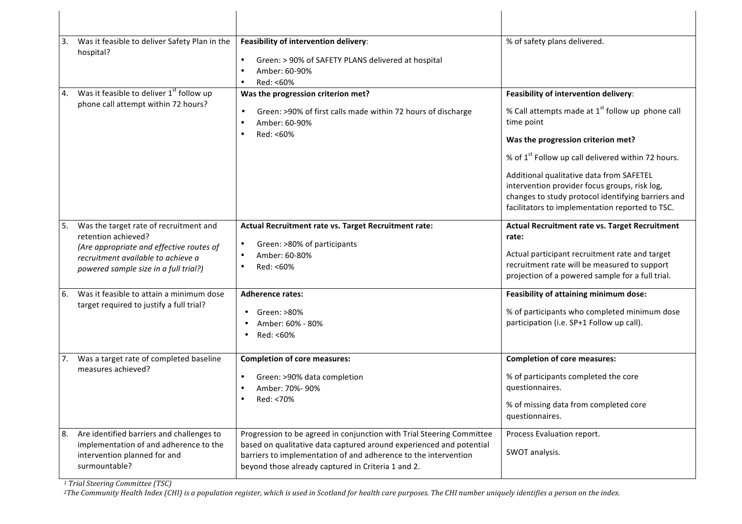| | | |
|---|---|---|
| | | |
| 3. Was it feasible to deliver Safety Plan in the hospital? | **Feasibility of intervention delivery**:<br>• Green: > 90% of SAFETY PLANS delivered at hospital<br>• Amber: 60-90%<br>• Red: <60% | % of safety plans delivered. |
| 4. Was it feasible to deliver 1st follow up phone call attempt within 72 hours? | **Was the progression criterion met?**<br>• Green: >90% of first calls made within 72 hours of discharge<br>• Amber: 60-90%<br>• Red: <60% | **Feasibility of intervention delivery**:<br>% Call attempts made at 1st follow up phone call time point<br>**Was the progression criterion met?**<br>% of 1st Follow up call delivered within 72 hours.<br>Additional qualitative data from SAFETEL intervention provider focus groups, risk log, changes to study protocol identifying barriers and facilitators to implementation reported to TSC. |
| 5. Was the target rate of recruitment and retention achieved?<br>*(Are appropriate and effective routes of recruitment available to achieve a powered sample size in a full trial?)* | **Actual Recruitment rate vs. Target Recruitment rate:**<br>• Green: >80% of participants<br>• Amber: 60-80%<br>• Red: <60% | **Actual Recruitment rate vs. Target Recruitment rate:**<br>Actual participant recruitment rate and target recruitment rate will be measured to support projection of a powered sample for a full trial. |
| 6. Was it feasible to attain a minimum dose target required to justify a full trial? | **Adherence rates:**<br>• Green: >80%<br>• Amber: 60% - 80%<br>• Red: <60% | **Feasibility of attaining minimum dose:**<br>% of participants who completed minimum dose participation (i.e. SP+1 Follow up call). |
| 7. Was a target rate of completed baseline measures achieved? | **Completion of core measures:**<br>• Green: >90% data completion<br>• Amber: 70%- 90%<br>• Red: <70% | **Completion of core measures:**<br>% of participants completed the core questionnaires.<br>% of missing data from completed core questionnaires. |
| 8. Are identified barriers and challenges to implementation of and adherence to the intervention planned for and surmountable? | Progression to be agreed in conjunction with Trial Steering Committee based on qualitative data captured around experienced and potential barriers to implementation of and adherence to the intervention beyond those already captured in Criteria 1 and 2. | Process Evaluation report.<br>SWOT analysis. |

*[1] Trial Steering Committee (TSC)*

*[2] The Community Health Index (CHI) is a population register, which is used in Scotland for health care purposes. The CHI number uniquely identifies a person on the index.*